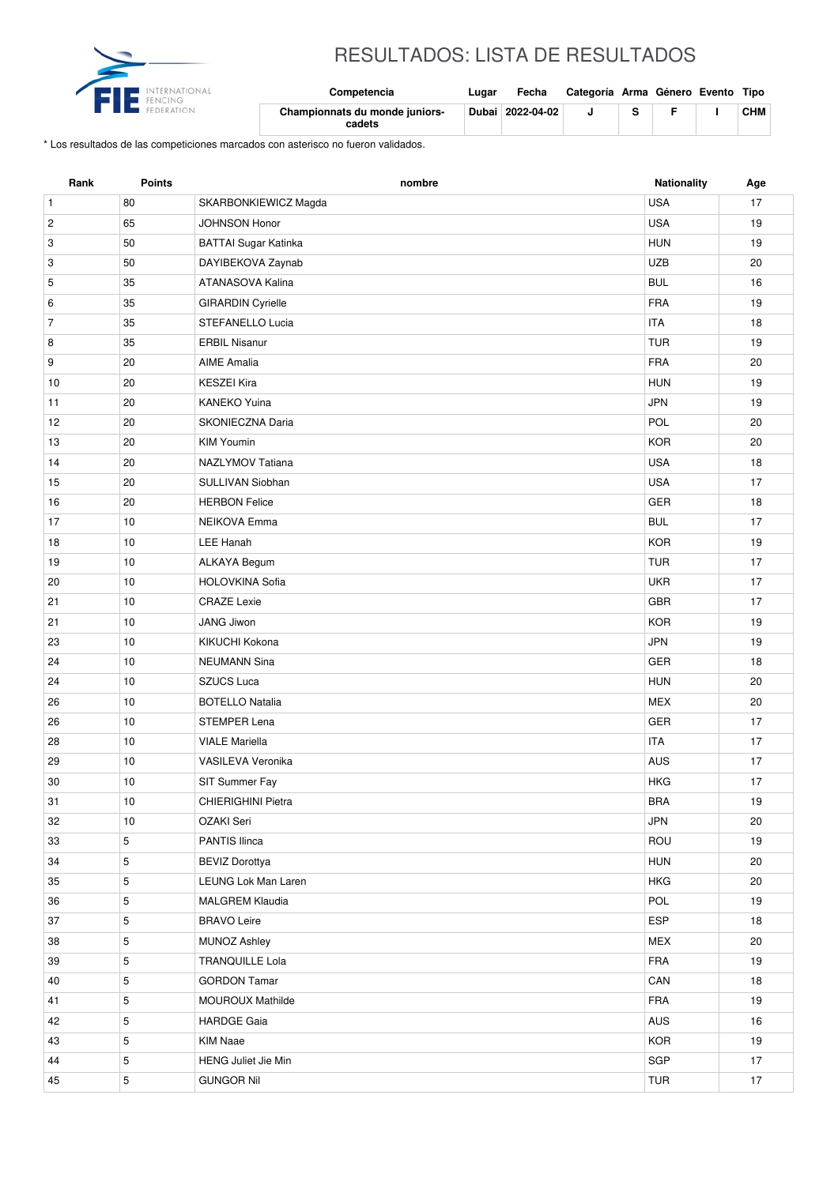# RESULTADOS: LISTA DE RESULTADOS

| Competencia | Lugar | Fecha | Categoría | Arma | Género | Evento | Tipo |
|---|---|---|---|---|---|---|---|
| **Championnats du monde juniors-cadets** | **Dubai** | **2022-04-02** | **J** | **S** | **F** | **I** | **CHM** |

* Los resultados de las competiciones marcados con asterisco no fueron validados.

| Rank | Points | nombre | Nationality | Age |
|---|---|---|---|---|
| 1 | 80 | SKARBONKIEWICZ Magda | USA | 17 |
| 2 | 65 | JOHNSON Honor | USA | 19 |
| 3 | 50 | BATTAI Sugar Katinka | HUN | 19 |
| 3 | 50 | DAYIBEKOVA Zaynab | UZB | 20 |
| 5 | 35 | ATANASOVA Kalina | BUL | 16 |
| 6 | 35 | GIRARDIN Cyrielle | FRA | 19 |
| 7 | 35 | STEFANELLO Lucia | ITA | 18 |
| 8 | 35 | ERBIL Nisanur | TUR | 19 |
| 9 | 20 | AIME Amalia | FRA | 20 |
| 10 | 20 | KESZEI Kira | HUN | 19 |
| 11 | 20 | KANEKO Yuina | JPN | 19 |
| 12 | 20 | SKONIECZNA Daria | POL | 20 |
| 13 | 20 | KIM Youmin | KOR | 20 |
| 14 | 20 | NAZLYMOV Tatiana | USA | 18 |
| 15 | 20 | SULLIVAN Siobhan | USA | 17 |
| 16 | 20 | HERBON Felice | GER | 18 |
| 17 | 10 | NEIKOVA Emma | BUL | 17 |
| 18 | 10 | LEE Hanah | KOR | 19 |
| 19 | 10 | ALKAYA Begum | TUR | 17 |
| 20 | 10 | HOLOVKINA Sofia | UKR | 17 |
| 21 | 10 | CRAZE Lexie | GBR | 17 |
| 21 | 10 | JANG Jiwon | KOR | 19 |
| 23 | 10 | KIKUCHI Kokona | JPN | 19 |
| 24 | 10 | NEUMANN Sina | GER | 18 |
| 24 | 10 | SZUCS Luca | HUN | 20 |
| 26 | 10 | BOTELLO Natalia | MEX | 20 |
| 26 | 10 | STEMPER Lena | GER | 17 |
| 28 | 10 | VIALE Mariella | ITA | 17 |
| 29 | 10 | VASILEVA Veronika | AUS | 17 |
| 30 | 10 | SIT Summer Fay | HKG | 17 |
| 31 | 10 | CHIERIGHINI Pietra | BRA | 19 |
| 32 | 10 | OZAKI Seri | JPN | 20 |
| 33 | 5 | PANTIS Ilinca | ROU | 19 |
| 34 | 5 | BEVIZ Dorottya | HUN | 20 |
| 35 | 5 | LEUNG Lok Man Laren | HKG | 20 |
| 36 | 5 | MALGREM Klaudia | POL | 19 |
| 37 | 5 | BRAVO Leire | ESP | 18 |
| 38 | 5 | MUNOZ Ashley | MEX | 20 |
| 39 | 5 | TRANQUILLE Lola | FRA | 19 |
| 40 | 5 | GORDON Tamar | CAN | 18 |
| 41 | 5 | MOUROUX Mathilde | FRA | 19 |
| 42 | 5 | HARDGE Gaia | AUS | 16 |
| 43 | 5 | KIM Naae | KOR | 19 |
| 44 | 5 | HENG Juliet Jie Min | SGP | 17 |
| 45 | 5 | GUNGOR Nil | TUR | 17 |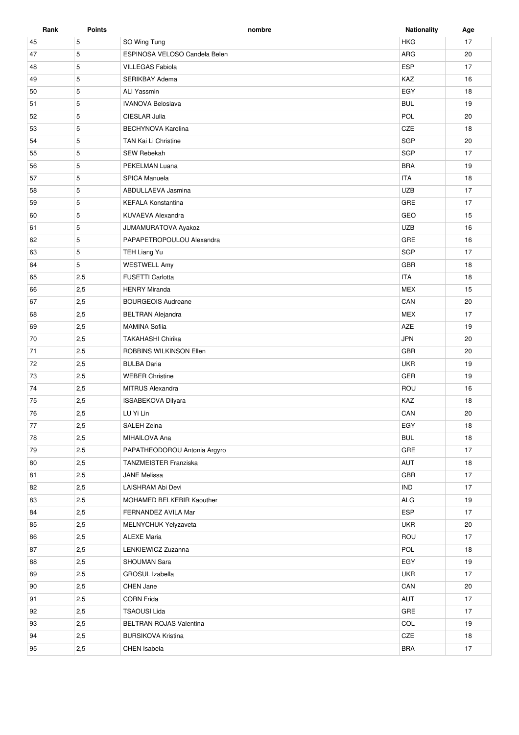| Rank | Points | nombre | Nationality | Age |
|---|---|---|---|---|
| 45 | 5 | SO Wing Tung | HKG | 17 |
| 47 | 5 | ESPINOSA VELOSO Candela Belen | ARG | 20 |
| 48 | 5 | VILLEGAS Fabiola | ESP | 17 |
| 49 | 5 | SERIKBAY Adema | KAZ | 16 |
| 50 | 5 | ALI Yassmin | EGY | 18 |
| 51 | 5 | IVANOVA Beloslava | BUL | 19 |
| 52 | 5 | CIESLAR Julia | POL | 20 |
| 53 | 5 | BECHYNOVA Karolina | CZE | 18 |
| 54 | 5 | TAN Kai Li Christine | SGP | 20 |
| 55 | 5 | SEW Rebekah | SGP | 17 |
| 56 | 5 | PEKELMAN Luana | BRA | 19 |
| 57 | 5 | SPICA Manuela | ITA | 18 |
| 58 | 5 | ABDULLAEVA Jasmina | UZB | 17 |
| 59 | 5 | KEFALA Konstantina | GRE | 17 |
| 60 | 5 | KUVAEVA Alexandra | GEO | 15 |
| 61 | 5 | JUMAMURATOVA Ayakoz | UZB | 16 |
| 62 | 5 | PAPAPETROPOULOU Alexandra | GRE | 16 |
| 63 | 5 | TEH Liang Yu | SGP | 17 |
| 64 | 5 | WESTWELL Amy | GBR | 18 |
| 65 | 2,5 | FUSETTI Carlotta | ITA | 18 |
| 66 | 2,5 | HENRY Miranda | MEX | 15 |
| 67 | 2,5 | BOURGEOIS Audreane | CAN | 20 |
| 68 | 2,5 | BELTRAN Alejandra | MEX | 17 |
| 69 | 2,5 | MAMINA Sofiia | AZE | 19 |
| 70 | 2,5 | TAKAHASHI Chirika | JPN | 20 |
| 71 | 2,5 | ROBBINS WILKINSON Ellen | GBR | 20 |
| 72 | 2,5 | BULBA Daria | UKR | 19 |
| 73 | 2,5 | WEBER Christine | GER | 19 |
| 74 | 2,5 | MITRUS Alexandra | ROU | 16 |
| 75 | 2,5 | ISSABEKOVA Dilyara | KAZ | 18 |
| 76 | 2,5 | LU Yi Lin | CAN | 20 |
| 77 | 2,5 | SALEH Zeina | EGY | 18 |
| 78 | 2,5 | MIHAILOVA Ana | BUL | 18 |
| 79 | 2,5 | PAPATHEODOROU Antonia Argyro | GRE | 17 |
| 80 | 2,5 | TANZMEISTER Franziska | AUT | 18 |
| 81 | 2,5 | JANE Melissa | GBR | 17 |
| 82 | 2,5 | LAISHRAM Abi Devi | IND | 17 |
| 83 | 2,5 | MOHAMED BELKEBIR Kaouther | ALG | 19 |
| 84 | 2,5 | FERNANDEZ AVILA Mar | ESP | 17 |
| 85 | 2,5 | MELNYCHUK Yelyzaveta | UKR | 20 |
| 86 | 2,5 | ALEXE Maria | ROU | 17 |
| 87 | 2,5 | LENKIEWICZ Zuzanna | POL | 18 |
| 88 | 2,5 | SHOUMAN Sara | EGY | 19 |
| 89 | 2,5 | GROSUL Izabella | UKR | 17 |
| 90 | 2,5 | CHEN Jane | CAN | 20 |
| 91 | 2,5 | CORN Frida | AUT | 17 |
| 92 | 2,5 | TSAOUSI Lida | GRE | 17 |
| 93 | 2,5 | BELTRAN ROJAS Valentina | COL | 19 |
| 94 | 2,5 | BURSIKOVA Kristina | CZE | 18 |
| 95 | 2,5 | CHEN Isabela | BRA | 17 |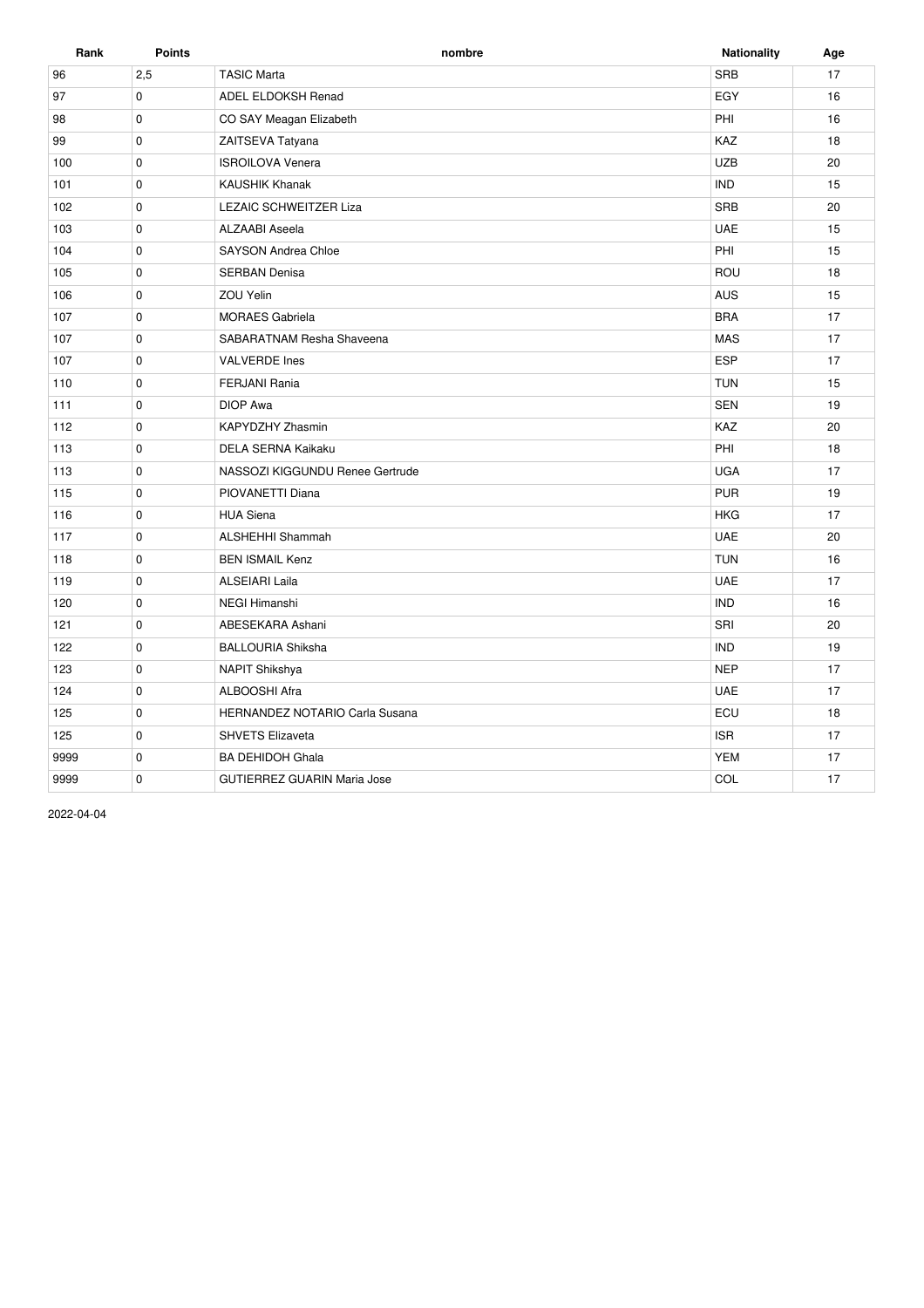| Rank | Points | nombre | Nationality | Age |
|---|---|---|---|---|
| 96 | 2,5 | TASIC Marta | SRB | 17 |
| 97 | 0 | ADEL ELDOKSH Renad | EGY | 16 |
| 98 | 0 | CO SAY Meagan Elizabeth | PHI | 16 |
| 99 | 0 | ZAITSEVA Tatyana | KAZ | 18 |
| 100 | 0 | ISROILOVA Venera | UZB | 20 |
| 101 | 0 | KAUSHIK Khanak | IND | 15 |
| 102 | 0 | LEZAIC SCHWEITZER Liza | SRB | 20 |
| 103 | 0 | ALZAABI Aseela | UAE | 15 |
| 104 | 0 | SAYSON Andrea Chloe | PHI | 15 |
| 105 | 0 | SERBAN Denisa | ROU | 18 |
| 106 | 0 | ZOU Yelin | AUS | 15 |
| 107 | 0 | MORAES Gabriela | BRA | 17 |
| 107 | 0 | SABARATNAM Resha Shaveena | MAS | 17 |
| 107 | 0 | VALVERDE Ines | ESP | 17 |
| 110 | 0 | FERJANI Rania | TUN | 15 |
| 111 | 0 | DIOP Awa | SEN | 19 |
| 112 | 0 | KAPYDZHY Zhasmin | KAZ | 20 |
| 113 | 0 | DELA SERNA Kaikaku | PHI | 18 |
| 113 | 0 | NASSOZI KIGGUNDU Renee Gertrude | UGA | 17 |
| 115 | 0 | PIOVANETTI Diana | PUR | 19 |
| 116 | 0 | HUA Siena | HKG | 17 |
| 117 | 0 | ALSHEHHI Shammah | UAE | 20 |
| 118 | 0 | BEN ISMAIL Kenz | TUN | 16 |
| 119 | 0 | ALSEIARI Laila | UAE | 17 |
| 120 | 0 | NEGI Himanshi | IND | 16 |
| 121 | 0 | ABESEKARA Ashani | SRI | 20 |
| 122 | 0 | BALLOURIA Shiksha | IND | 19 |
| 123 | 0 | NAPIT Shikshya | NEP | 17 |
| 124 | 0 | ALBOOSHI Afra | UAE | 17 |
| 125 | 0 | HERNANDEZ NOTARIO Carla Susana | ECU | 18 |
| 125 | 0 | SHVETS Elizaveta | ISR | 17 |
| 9999 | 0 | BA DEHIDOH Ghala | YEM | 17 |
| 9999 | 0 | GUTIERREZ GUARIN Maria Jose | COL | 17 |

2022-04-04